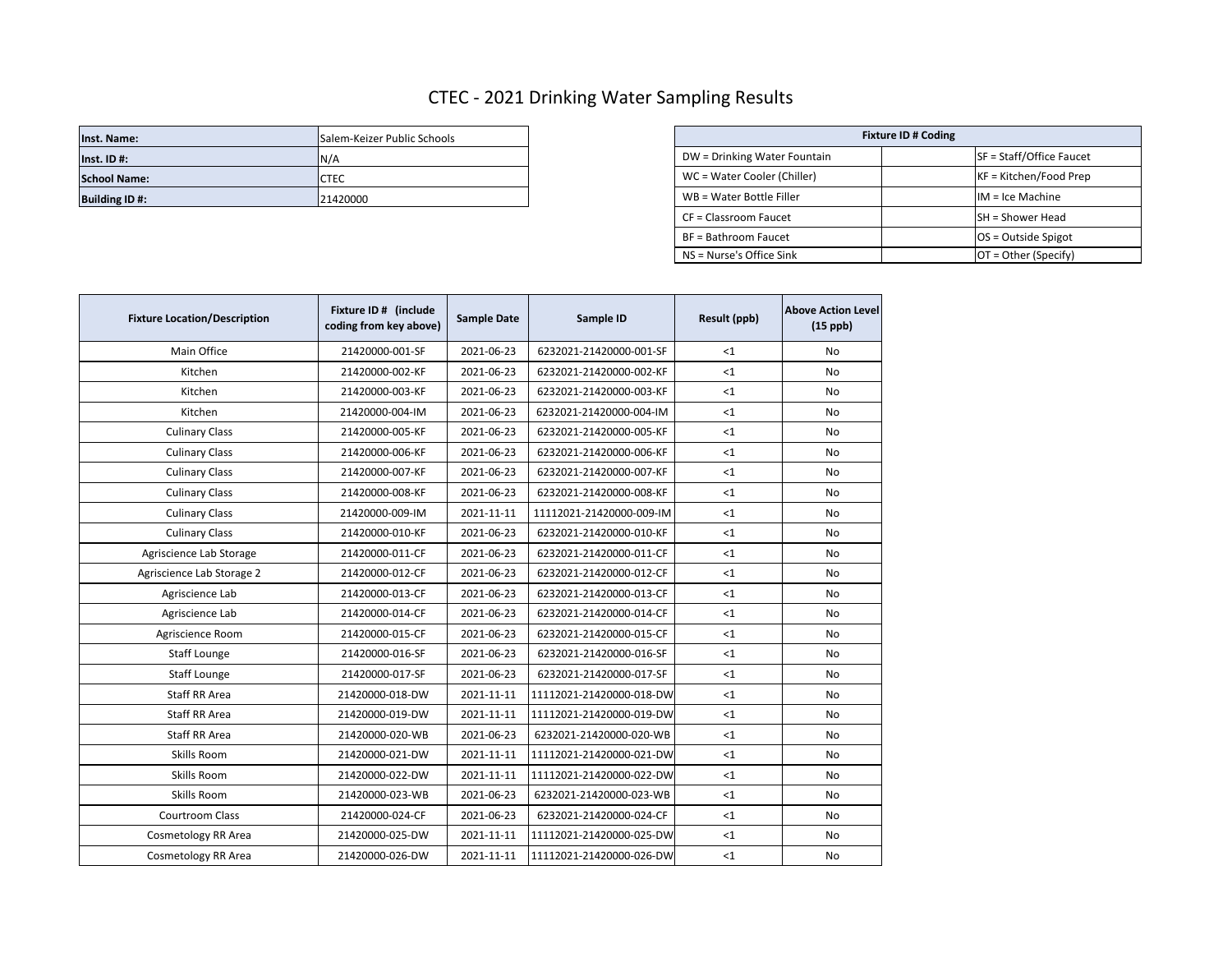# CTEC - 2021 Drinking Water Sampling Results

| Inst. Name: | Salem-Keizer Public Schools |
|---|---|
| Inst. ID #: | N/A |
| School Name: | CTEC |
| Building ID #: | 21420000 |

| Fixture ID # Coding | | |
|---|---|---|
| DW = Drinking Water Fountain | | SF = Staff/Office Faucet |
| WC = Water Cooler (Chiller) | | KF = Kitchen/Food Prep |
| WB = Water Bottle Filler | | IM = Ice Machine |
| CF = Classroom Faucet | | SH = Shower Head |
| BF = Bathroom Faucet | | OS = Outside Spigot |
| NS = Nurse's Office Sink | | OT = Other (Specify) |

| Fixture Location/Description | Fixture ID # (include coding from key above) | Sample Date | Sample ID | Result (ppb) | Above Action Level (15 ppb) |
|---|---|---|---|---|---|
| Main Office | 21420000-001-SF | 2021-06-23 | 6232021-21420000-001-SF | <1 | No |
| Kitchen | 21420000-002-KF | 2021-06-23 | 6232021-21420000-002-KF | <1 | No |
| Kitchen | 21420000-003-KF | 2021-06-23 | 6232021-21420000-003-KF | <1 | No |
| Kitchen | 21420000-004-IM | 2021-06-23 | 6232021-21420000-004-IM | <1 | No |
| Culinary Class | 21420000-005-KF | 2021-06-23 | 6232021-21420000-005-KF | <1 | No |
| Culinary Class | 21420000-006-KF | 2021-06-23 | 6232021-21420000-006-KF | <1 | No |
| Culinary Class | 21420000-007-KF | 2021-06-23 | 6232021-21420000-007-KF | <1 | No |
| Culinary Class | 21420000-008-KF | 2021-06-23 | 6232021-21420000-008-KF | <1 | No |
| Culinary Class | 21420000-009-IM | 2021-11-11 | 11112021-21420000-009-IM | <1 | No |
| Culinary Class | 21420000-010-KF | 2021-06-23 | 6232021-21420000-010-KF | <1 | No |
| Agriscience Lab Storage | 21420000-011-CF | 2021-06-23 | 6232021-21420000-011-CF | <1 | No |
| Agriscience Lab Storage 2 | 21420000-012-CF | 2021-06-23 | 6232021-21420000-012-CF | <1 | No |
| Agriscience Lab | 21420000-013-CF | 2021-06-23 | 6232021-21420000-013-CF | <1 | No |
| Agriscience Lab | 21420000-014-CF | 2021-06-23 | 6232021-21420000-014-CF | <1 | No |
| Agriscience Room | 21420000-015-CF | 2021-06-23 | 6232021-21420000-015-CF | <1 | No |
| Staff Lounge | 21420000-016-SF | 2021-06-23 | 6232021-21420000-016-SF | <1 | No |
| Staff Lounge | 21420000-017-SF | 2021-06-23 | 6232021-21420000-017-SF | <1 | No |
| Staff RR Area | 21420000-018-DW | 2021-11-11 | 11112021-21420000-018-DW | <1 | No |
| Staff RR Area | 21420000-019-DW | 2021-11-11 | 11112021-21420000-019-DW | <1 | No |
| Staff RR Area | 21420000-020-WB | 2021-06-23 | 6232021-21420000-020-WB | <1 | No |
| Skills Room | 21420000-021-DW | 2021-11-11 | 11112021-21420000-021-DW | <1 | No |
| Skills Room | 21420000-022-DW | 2021-11-11 | 11112021-21420000-022-DW | <1 | No |
| Skills Room | 21420000-023-WB | 2021-06-23 | 6232021-21420000-023-WB | <1 | No |
| Courtroom Class | 21420000-024-CF | 2021-06-23 | 6232021-21420000-024-CF | <1 | No |
| Cosmetology RR Area | 21420000-025-DW | 2021-11-11 | 11112021-21420000-025-DW | <1 | No |
| Cosmetology RR Area | 21420000-026-DW | 2021-11-11 | 11112021-21420000-026-DW | <1 | No |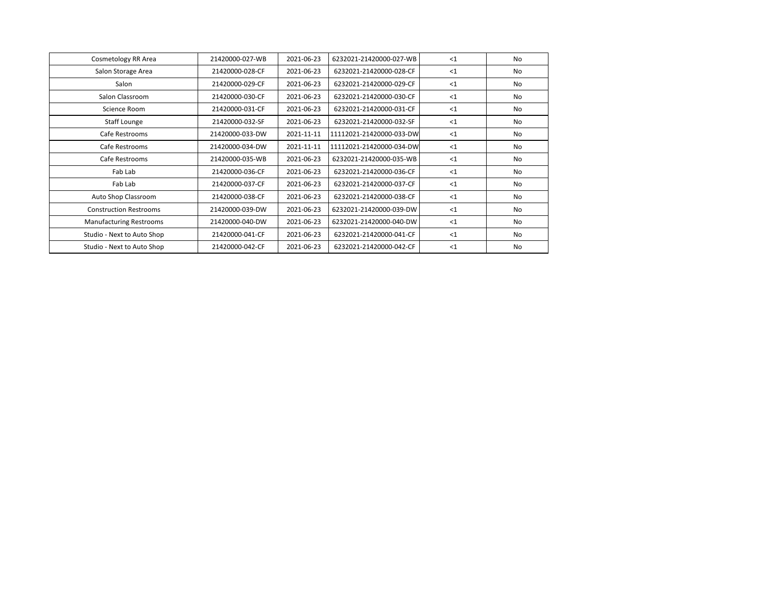| | | | | | |
|---|---|---|---|---|---|
| Cosmetology RR Area | 21420000-027-WB | 2021-06-23 | 6232021-21420000-027-WB | <1 | No |
| Salon Storage Area | 21420000-028-CF | 2021-06-23 | 6232021-21420000-028-CF | <1 | No |
| Salon | 21420000-029-CF | 2021-06-23 | 6232021-21420000-029-CF | <1 | No |
| Salon Classroom | 21420000-030-CF | 2021-06-23 | 6232021-21420000-030-CF | <1 | No |
| Science Room | 21420000-031-CF | 2021-06-23 | 6232021-21420000-031-CF | <1 | No |
| Staff Lounge | 21420000-032-SF | 2021-06-23 | 6232021-21420000-032-SF | <1 | No |
| Cafe Restrooms | 21420000-033-DW | 2021-11-11 | 11112021-21420000-033-DW | <1 | No |
| Cafe Restrooms | 21420000-034-DW | 2021-11-11 | 11112021-21420000-034-DW | <1 | No |
| Cafe Restrooms | 21420000-035-WB | 2021-06-23 | 6232021-21420000-035-WB | <1 | No |
| Fab Lab | 21420000-036-CF | 2021-06-23 | 6232021-21420000-036-CF | <1 | No |
| Fab Lab | 21420000-037-CF | 2021-06-23 | 6232021-21420000-037-CF | <1 | No |
| Auto Shop Classroom | 21420000-038-CF | 2021-06-23 | 6232021-21420000-038-CF | <1 | No |
| Construction Restrooms | 21420000-039-DW | 2021-06-23 | 6232021-21420000-039-DW | <1 | No |
| Manufacturing Restrooms | 21420000-040-DW | 2021-06-23 | 6232021-21420000-040-DW | <1 | No |
| Studio - Next to Auto Shop | 21420000-041-CF | 2021-06-23 | 6232021-21420000-041-CF | <1 | No |
| Studio - Next to Auto Shop | 21420000-042-CF | 2021-06-23 | 6232021-21420000-042-CF | <1 | No |